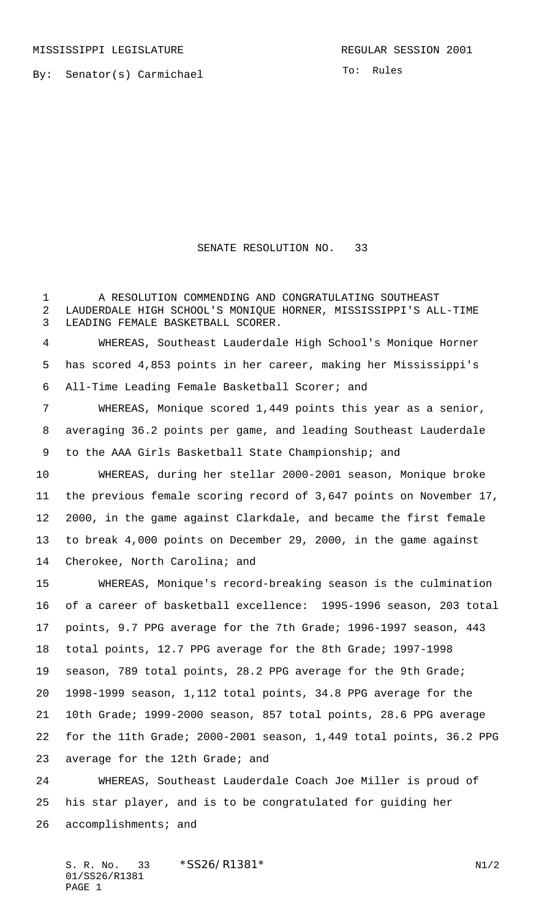MISSISSIPPI LEGISLATURE REGULAR SESSION 2001

By: Senator(s) Carmichael

To: Rules

# SENATE RESOLUTION NO. 33

A RESOLUTION COMMENDING AND CONGRATULATING SOUTHEAST LAUDERDALE HIGH SCHOOL'S MONIQUE HORNER, MISSISSIPPI'S ALL-TIME LEADING FEMALE BASKETBALL SCORER.

WHEREAS, Southeast Lauderdale High School's Monique Horner has scored 4,853 points in her career, making her Mississippi's All-Time Leading Female Basketball Scorer; and

WHEREAS, Monique scored 1,449 points this year as a senior, averaging 36.2 points per game, and leading Southeast Lauderdale to the AAA Girls Basketball State Championship; and

WHEREAS, during her stellar 2000-2001 season, Monique broke the previous female scoring record of 3,647 points on November 17, 2000, in the game against Clarkdale, and became the first female to break 4,000 points on December 29, 2000, in the game against Cherokee, North Carolina; and

WHEREAS, Monique's record-breaking season is the culmination of a career of basketball excellence: 1995-1996 season, 203 total points, 9.7 PPG average for the 7th Grade; 1996-1997 season, 443 total points, 12.7 PPG average for the 8th Grade; 1997-1998 season, 789 total points, 28.2 PPG average for the 9th Grade; 1998-1999 season, 1,112 total points, 34.8 PPG average for the 10th Grade; 1999-2000 season, 857 total points, 28.6 PPG average for the 11th Grade; 2000-2001 season, 1,449 total points, 36.2 PPG average for the 12th Grade; and

WHEREAS, Southeast Lauderdale Coach Joe Miller is proud of his star player, and is to be congratulated for guiding her accomplishments; and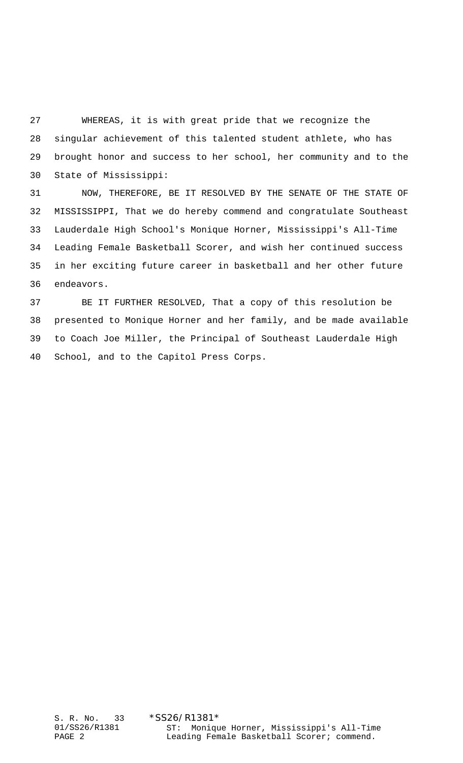WHEREAS, it is with great pride that we recognize the singular achievement of this talented student athlete, who has brought honor and success to her school, her community and to the State of Mississippi:

NOW, THEREFORE, BE IT RESOLVED BY THE SENATE OF THE STATE OF MISSISSIPPI, That we do hereby commend and congratulate Southeast Lauderdale High School's Monique Horner, Mississippi's All-Time Leading Female Basketball Scorer, and wish her continued success in her exciting future career in basketball and her other future endeavors.

BE IT FURTHER RESOLVED, That a copy of this resolution be presented to Monique Horner and her family, and be made available to Coach Joe Miller, the Principal of Southeast Lauderdale High School, and to the Capitol Press Corps.